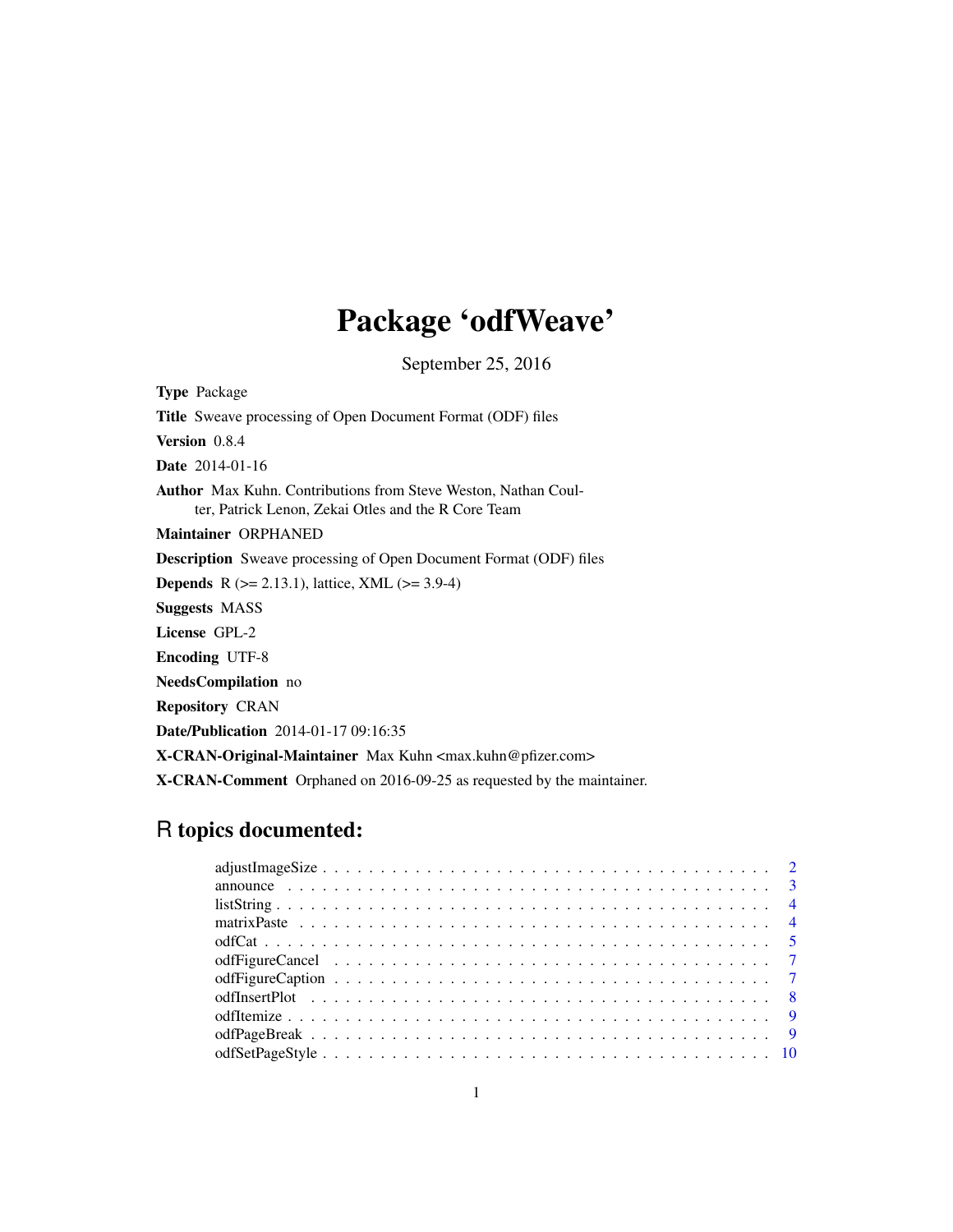# Package 'odfWeave'

September 25, 2016

**Type** Package

**Title** Sweave processing of Open Document Format (ODF) files

**Version** 0.8.4

**Date** 2014-01-16

**Author** Max Kuhn. Contributions from Steve Weston, Nathan Coulter, Patrick Lenon, Zekai Otles and the R Core Team

**Maintainer** ORPHANED

**Description** Sweave processing of Open Document Format (ODF) files

**Depends** R (>= 2.13.1), lattice, XML (>= 3.9-4)

**Suggests** MASS

**License** GPL-2

**Encoding** UTF-8

**NeedsCompilation** no

**Repository** CRAN

**Date/Publication** 2014-01-17 09:16:35

**X-CRAN-Original-Maintainer** Max Kuhn <max.kuhn@pfizer.com>

**X-CRAN-Comment** Orphaned on 2016-09-25 as requested by the maintainer.

## R topics documented:

- adjustImageSize . . . . . . . . . . 2
- announce . . . . . . . . . . 3
- listString . . . . . . . . . . 4
- matrixPaste . . . . . . . . . . 4
- odfCat . . . . . . . . . . 5
- odfFigureCancel . . . . . . . . . . 7
- odfFigureCaption . . . . . . . . . . 7
- odfInsertPlot . . . . . . . . . . 8
- odfItemize . . . . . . . . . . 9
- odfPageBreak . . . . . . . . . . 9
- odfSetPageStyle . . . . . . . . . . 10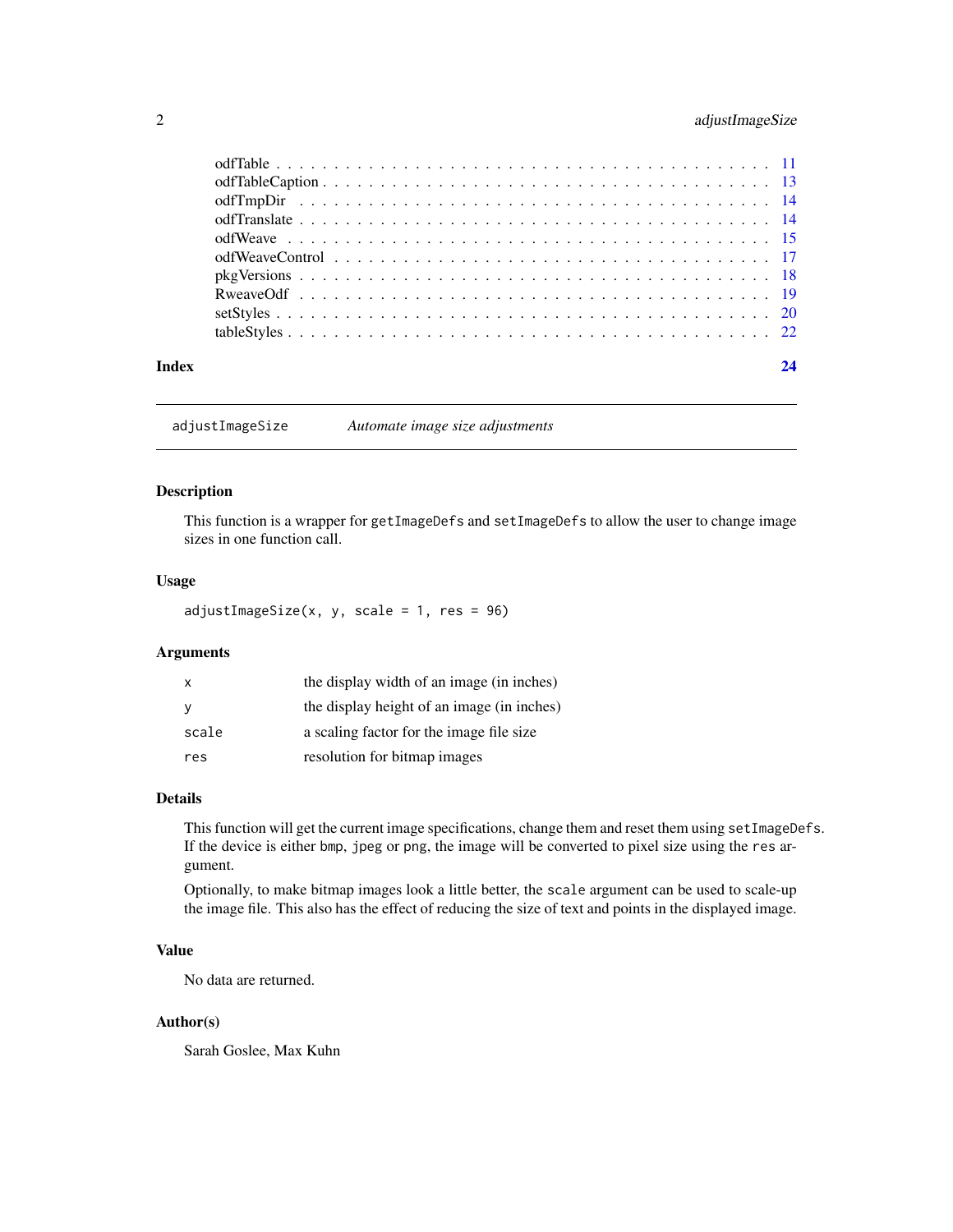odfTable . . . . . . . . . . . . . . . . . . . . . . . . . . . . . . . . . . . . . . . . 11
odfTableCaption . . . . . . . . . . . . . . . . . . . . . . . . . . . . . . . . . . . . . 13
odfTmpDir . . . . . . . . . . . . . . . . . . . . . . . . . . . . . . . . . . . . . . . . 14
odfTranslate . . . . . . . . . . . . . . . . . . . . . . . . . . . . . . . . . . . . . . 14
odfWeave . . . . . . . . . . . . . . . . . . . . . . . . . . . . . . . . . . . . . . . . 15
odfWeaveControl . . . . . . . . . . . . . . . . . . . . . . . . . . . . . . . . . . . . 17
pkgVersions . . . . . . . . . . . . . . . . . . . . . . . . . . . . . . . . . . . . . . 18
RweaveOdf . . . . . . . . . . . . . . . . . . . . . . . . . . . . . . . . . . . . . . . 19
setStyles . . . . . . . . . . . . . . . . . . . . . . . . . . . . . . . . . . . . . . . 20
tableStyles . . . . . . . . . . . . . . . . . . . . . . . . . . . . . . . . . . . . . . 22

**Index** **24**

---

`adjustImageSize` *Automate image size adjustments*

---

## Description

This function is a wrapper for `getImageDefs` and `setImageDefs` to allow the user to change image sizes in one function call.

## Usage

```
adjustImageSize(x, y, scale = 1, res = 96)
```

## Arguments

| | |
|---|---|
| `x` | the display width of an image (in inches) |
| `y` | the display height of an image (in inches) |
| `scale` | a scaling factor for the image file size |
| `res` | resolution for bitmap images |

## Details

This function will get the current image specifications, change them and reset them using `setImageDefs`. If the device is either `bmp`, `jpeg` or `png`, the image will be converted to pixel size using the `res` argument.

Optionally, to make bitmap images look a little better, the `scale` argument can be used to scale-up the image file. This also has the effect of reducing the size of text and points in the displayed image.

## Value

No data are returned.

## Author(s)

Sarah Goslee, Max Kuhn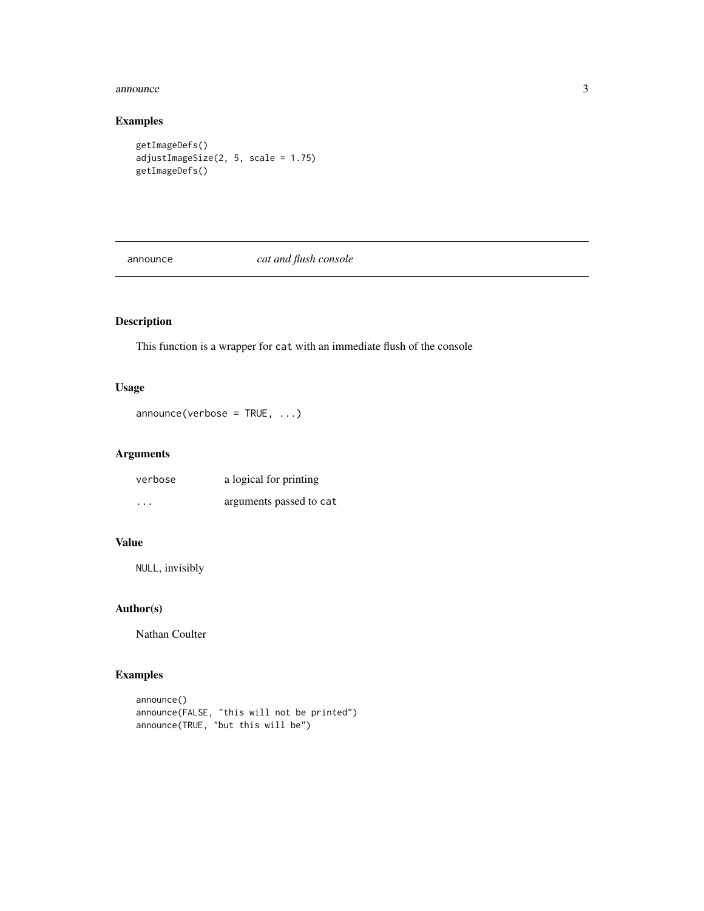## Examples

```
getImageDefs()
adjustImageSize(2, 5, scale = 1.75)
getImageDefs()
```

---

announce *cat and flush console*

---

## Description

This function is a wrapper for `cat` with an immediate flush of the console

## Usage

```
announce(verbose = TRUE, ...)
```

## Arguments

| | |
|---|---|
| verbose | a logical for printing |
| ... | arguments passed to `cat` |

## Value

`NULL`, invisibly

## Author(s)

Nathan Coulter

## Examples

```
announce()
announce(FALSE, "this will not be printed")
announce(TRUE, "but this will be")
```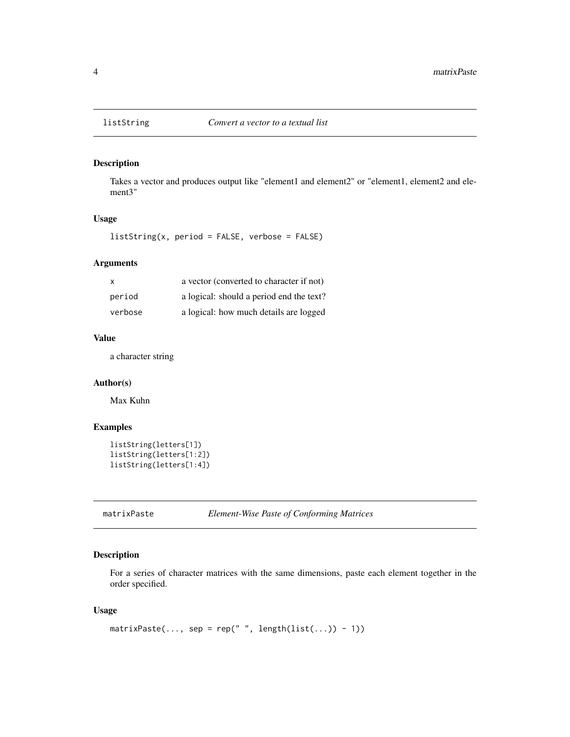## listString *Convert a vector to a textual list*

### Description

Takes a vector and produces output like "element1 and element2" or "element1, element2 and element3"

### Usage

```
listString(x, period = FALSE, verbose = FALSE)
```

### Arguments

| | |
|---|---|
| x | a vector (converted to character if not) |
| period | a logical: should a period end the text? |
| verbose | a logical: how much details are logged |

### Value

a character string

### Author(s)

Max Kuhn

### Examples

```
listString(letters[1])
listString(letters[1:2])
listString(letters[1:4])
```

## matrixPaste *Element-Wise Paste of Conforming Matrices*

### Description

For a series of character matrices with the same dimensions, paste each element together in the order specified.

### Usage

```
matrixPaste(..., sep = rep(" ", length(list(...)) - 1))
```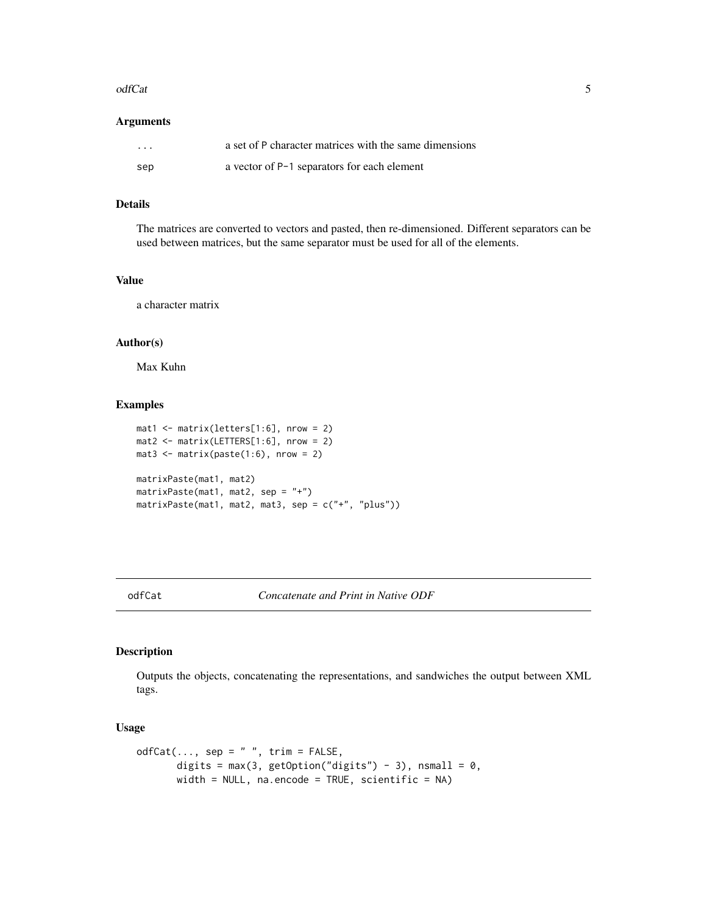### Arguments

| | |
|---|---|
| ... | a set of P character matrices with the same dimensions |
| sep | a vector of P-1 separators for each element |

### Details

The matrices are converted to vectors and pasted, then re-dimensioned. Different separators can be used between matrices, but the same separator must be used for all of the elements.

### Value

a character matrix

### Author(s)

Max Kuhn

### Examples

```
mat1 <- matrix(letters[1:6], nrow = 2)
mat2 <- matrix(LETTERS[1:6], nrow = 2)
mat3 <- matrix(paste(1:6), nrow = 2)

matrixPaste(mat1, mat2)
matrixPaste(mat1, mat2, sep = "+")
matrixPaste(mat1, mat2, mat3, sep = c("+", "plus"))
```

---

## odfCat *Concatenate and Print in Native ODF*

---

### Description

Outputs the objects, concatenating the representations, and sandwiches the output between XML tags.

### Usage

```
odfCat(..., sep = " ", trim = FALSE,
       digits = max(3, getOption("digits") - 3), nsmall = 0,
       width = NULL, na.encode = TRUE, scientific = NA)
```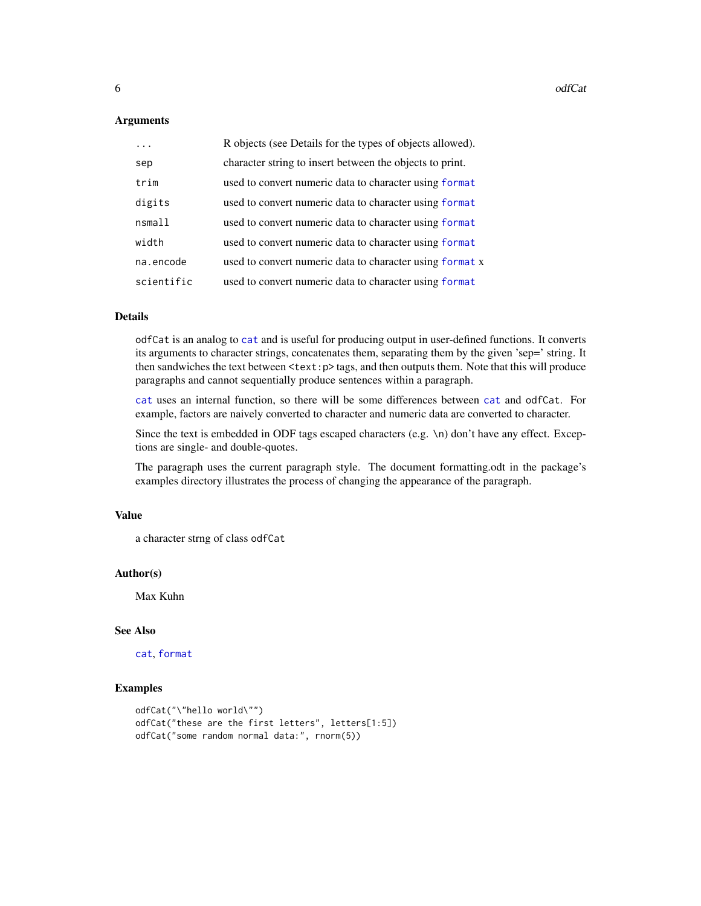### Arguments

| | |
|---|---|
| `...` | R objects (see Details for the types of objects allowed). |
| `sep` | character string to insert between the objects to print. |
| `trim` | used to convert numeric data to character using `format` |
| `digits` | used to convert numeric data to character using `format` |
| `nsmall` | used to convert numeric data to character using `format` |
| `width` | used to convert numeric data to character using `format` |
| `na.encode` | used to convert numeric data to character using `format` x |
| `scientific` | used to convert numeric data to character using `format` |

### Details

`odfCat` is an analog to `cat` and is useful for producing output in user-defined functions. It converts its arguments to character strings, concatenates them, separating them by the given 'sep=' string. It then sandwiches the text between `<text:p>` tags, and then outputs them. Note that this will produce paragraphs and cannot sequentially produce sentences within a paragraph.

`cat` uses an internal function, so there will be some differences between `cat` and `odfCat`. For example, factors are naively converted to character and numeric data are converted to character.

Since the text is embedded in ODF tags escaped characters (e.g. `\n`) don't have any effect. Exceptions are single- and double-quotes.

The paragraph uses the current paragraph style. The document formatting.odt in the package's examples directory illustrates the process of changing the appearance of the paragraph.

### Value

a character strng of class `odfCat`

### Author(s)

Max Kuhn

### See Also

`cat`, `format`

### Examples

```
odfCat("\"hello world\"")
odfCat("these are the first letters", letters[1:5])
odfCat("some random normal data:", rnorm(5))
```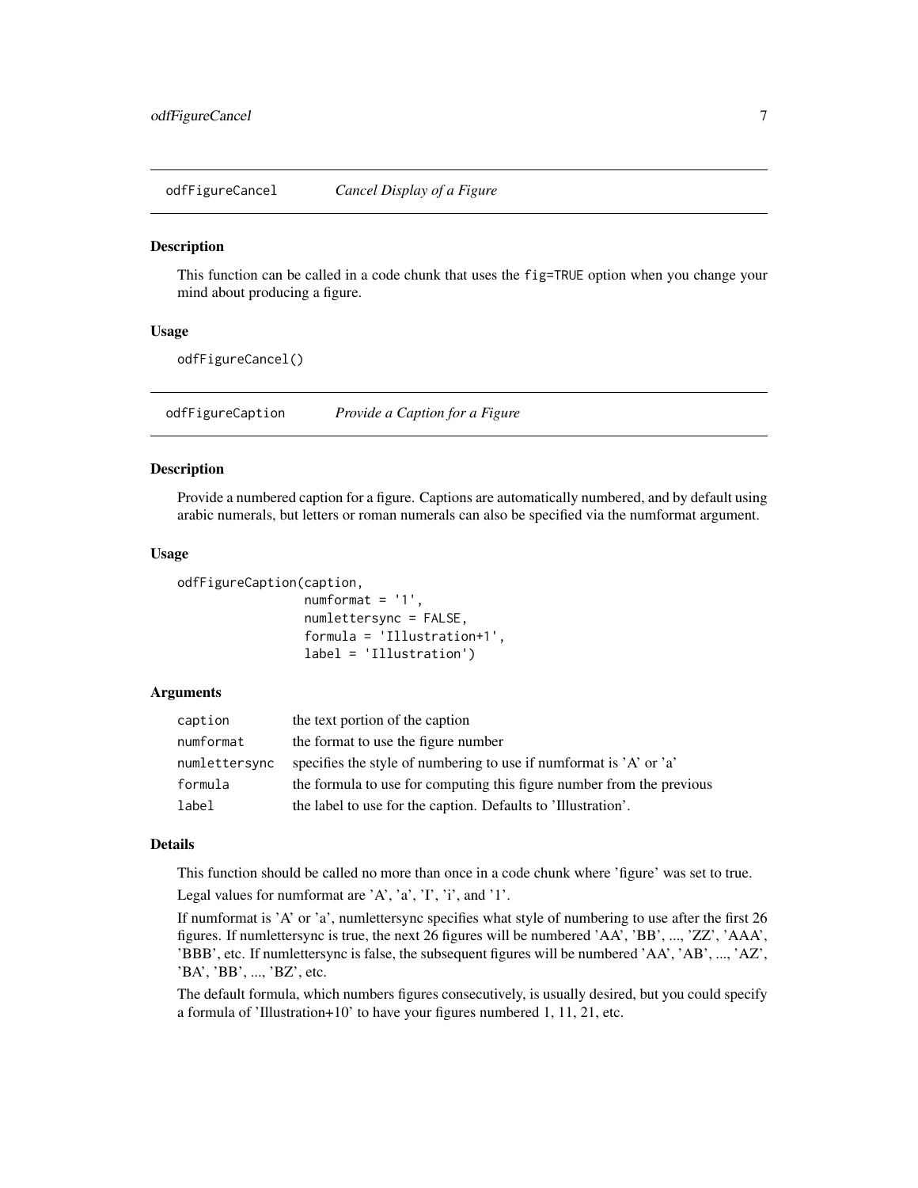## odfFigureCancel — *Cancel Display of a Figure*

### Description

This function can be called in a code chunk that uses the `fig=TRUE` option when you change your mind about producing a figure.

### Usage

```
odfFigureCancel()
```

## odfFigureCaption — *Provide a Caption for a Figure*

### Description

Provide a numbered caption for a figure. Captions are automatically numbered, and by default using arabic numerals, but letters or roman numerals can also be specified via the numformat argument.

### Usage

```
odfFigureCaption(caption,
                 numformat = '1',
                 numlettersync = FALSE,
                 formula = 'Illustration+1',
                 label = 'Illustration')
```

### Arguments

| | |
|---|---|
| `caption` | the text portion of the caption |
| `numformat` | the format to use the figure number |
| `numlettersync` | specifies the style of numbering to use if numformat is 'A' or 'a' |
| `formula` | the formula to use for computing this figure number from the previous |
| `label` | the label to use for the caption. Defaults to 'Illustration'. |

### Details

This function should be called no more than once in a code chunk where 'figure' was set to true.

Legal values for numformat are 'A', 'a', 'I', 'i', and '1'.

If numformat is 'A' or 'a', numlettersync specifies what style of numbering to use after the first 26 figures. If numlettersync is true, the next 26 figures will be numbered 'AA', 'BB', ..., 'ZZ', 'AAA', 'BBB', etc. If numlettersync is false, the subsequent figures will be numbered 'AA', 'AB', ..., 'AZ', 'BA', 'BB', ..., 'BZ', etc.

The default formula, which numbers figures consecutively, is usually desired, but you could specify a formula of 'Illustration+10' to have your figures numbered 1, 11, 21, etc.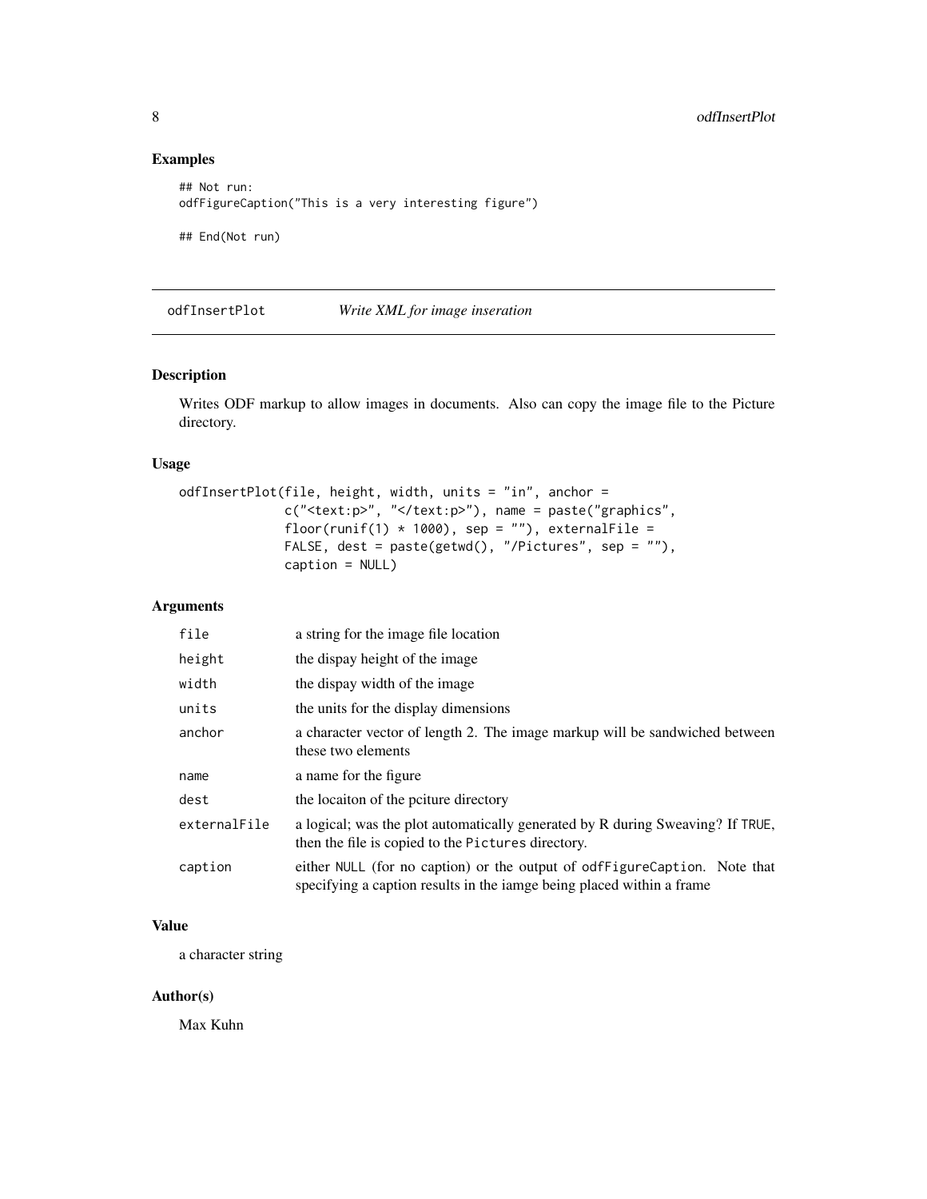## Examples

```
## Not run:
odfFigureCaption("This is a very interesting figure")

## End(Not run)
```

---

## odfInsertPlot — *Write XML for image inseration*

---

### Description

Writes ODF markup to allow images in documents. Also can copy the image file to the Picture directory.

### Usage

```
odfInsertPlot(file, height, width, units = "in", anchor =
              c("<text:p>", "</text:p>"), name = paste("graphics",
              floor(runif(1) * 1000), sep = ""), externalFile =
              FALSE, dest = paste(getwd(), "/Pictures", sep = ""),
              caption = NULL)
```

### Arguments

| | |
|---|---|
| `file` | a string for the image file location |
| `height` | the dispay height of the image |
| `width` | the dispay width of the image |
| `units` | the units for the display dimensions |
| `anchor` | a character vector of length 2. The image markup will be sandwiched between these two elements |
| `name` | a name for the figure |
| `dest` | the locaiton of the pciture directory |
| `externalFile` | a logical; was the plot automatically generated by R during Sweaving? If `TRUE`, then the file is copied to the `Pictures` directory. |
| `caption` | either `NULL` (for no caption) or the output of `odfFigureCaption`. Note that specifying a caption results in the iamge being placed within a frame |

### Value

a character string

### Author(s)

Max Kuhn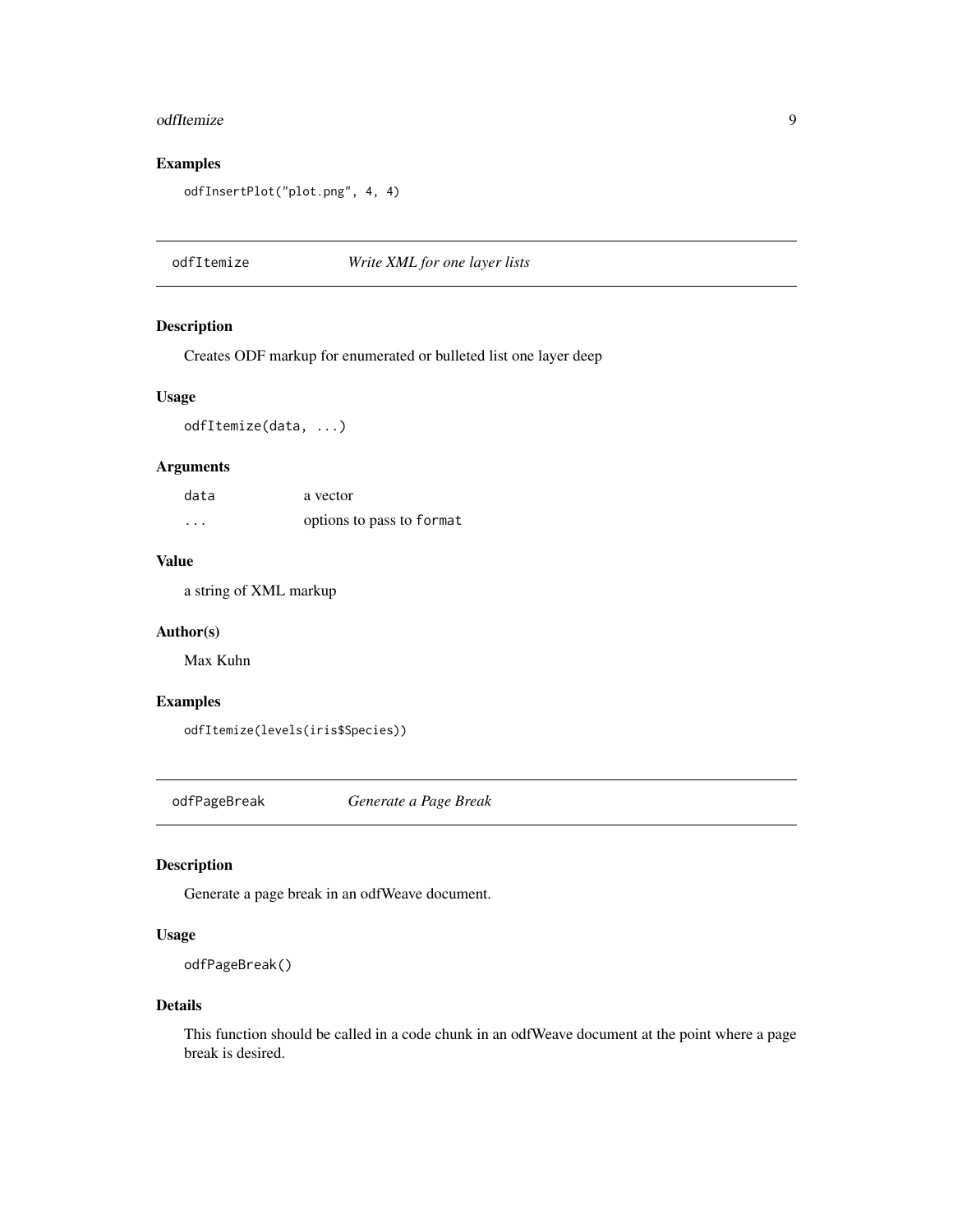### Examples

```
odfInsertPlot("plot.png", 4, 4)
```

---

## odfItemize &nbsp;&nbsp;&nbsp;&nbsp; *Write XML for one layer lists*

---

### Description

Creates ODF markup for enumerated or bulleted list one layer deep

### Usage

```
odfItemize(data, ...)
```

### Arguments

| | |
|---|---|
| `data` | a vector |
| `...` | options to pass to `format` |

### Value

a string of XML markup

### Author(s)

Max Kuhn

### Examples

```
odfItemize(levels(iris$Species))
```

---

## odfPageBreak &nbsp;&nbsp;&nbsp;&nbsp; *Generate a Page Break*

---

### Description

Generate a page break in an odfWeave document.

### Usage

```
odfPageBreak()
```

### Details

This function should be called in a code chunk in an odfWeave document at the point where a page break is desired.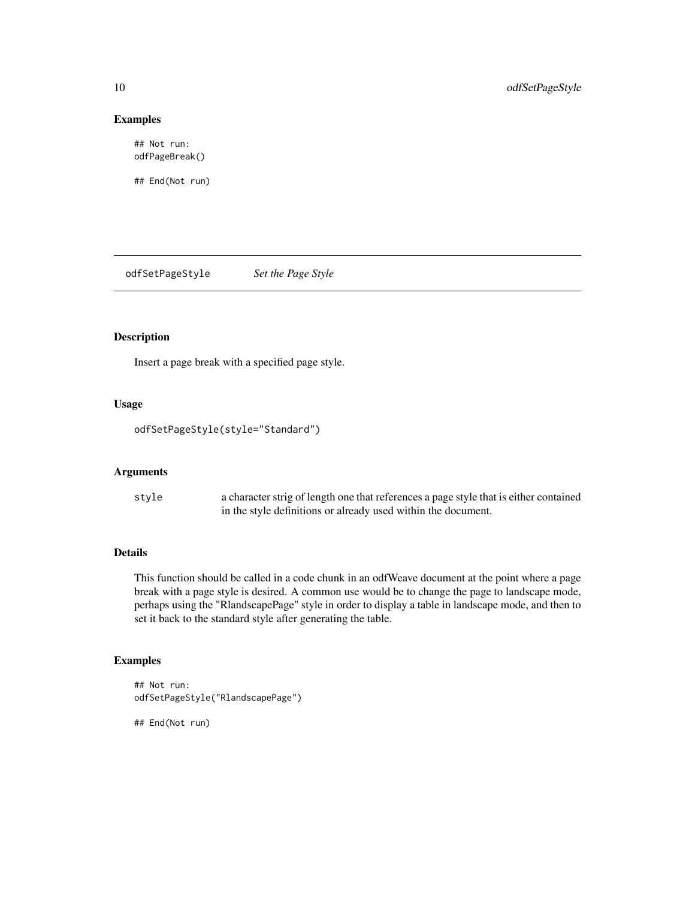## Examples

```
## Not run:
odfPageBreak()

## End(Not run)
```

# odfSetPageStyle *Set the Page Style*

## Description

Insert a page break with a specified page style.

## Usage

```
odfSetPageStyle(style="Standard")
```

## Arguments

| | |
|---|---|
| style | a character strig of length one that references a page style that is either contained in the style definitions or already used within the document. |

## Details

This function should be called in a code chunk in an odfWeave document at the point where a page break with a page style is desired. A common use would be to change the page to landscape mode, perhaps using the "RlandscapePage" style in order to display a table in landscape mode, and then to set it back to the standard style after generating the table.

## Examples

```
## Not run:
odfSetPageStyle("RlandscapePage")

## End(Not run)
```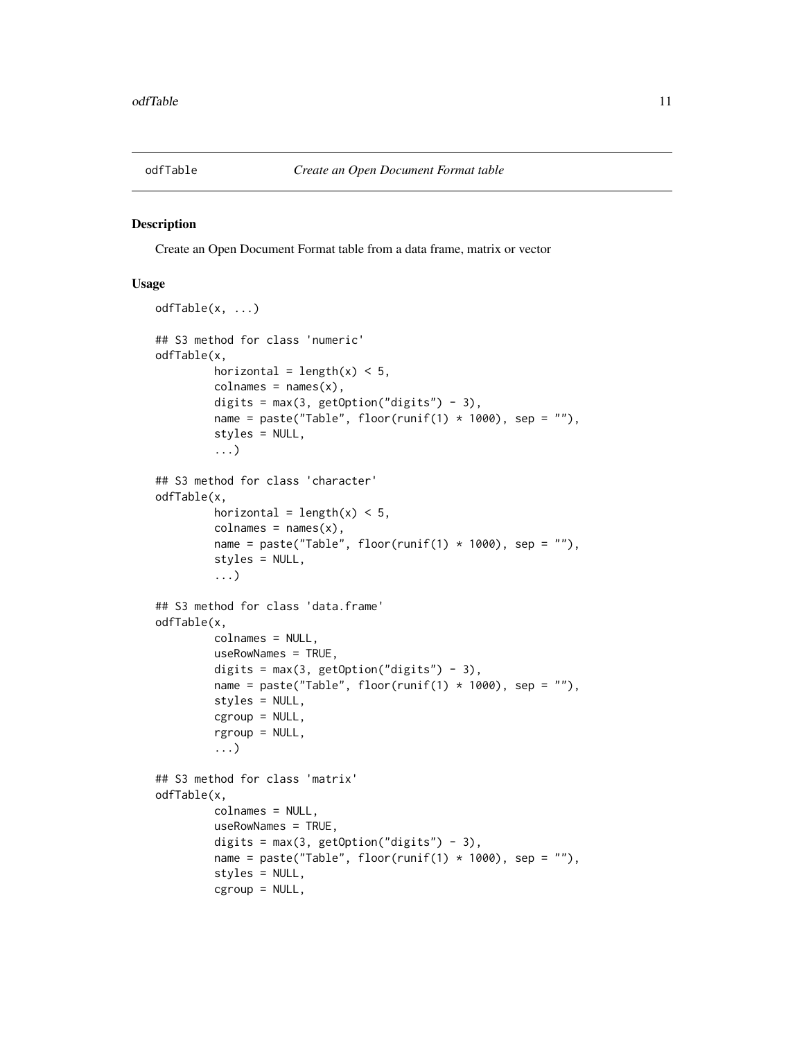odfTable *Create an Open Document Format table*

## Description

Create an Open Document Format table from a data frame, matrix or vector

## Usage

```
odfTable(x, ...)

## S3 method for class 'numeric'
odfTable(x,
         horizontal = length(x) < 5,
         colnames = names(x),
         digits = max(3, getOption("digits") - 3),
         name = paste("Table", floor(runif(1) * 1000), sep = ""),
         styles = NULL,
         ...)

## S3 method for class 'character'
odfTable(x,
         horizontal = length(x) < 5,
         colnames = names(x),
         name = paste("Table", floor(runif(1) * 1000), sep = ""),
         styles = NULL,
         ...)

## S3 method for class 'data.frame'
odfTable(x,
         colnames = NULL,
         useRowNames = TRUE,
         digits = max(3, getOption("digits") - 3),
         name = paste("Table", floor(runif(1) * 1000), sep = ""),
         styles = NULL,
         cgroup = NULL,
         rgroup = NULL,
         ...)

## S3 method for class 'matrix'
odfTable(x,
         colnames = NULL,
         useRowNames = TRUE,
         digits = max(3, getOption("digits") - 3),
         name = paste("Table", floor(runif(1) * 1000), sep = ""),
         styles = NULL,
         cgroup = NULL,
```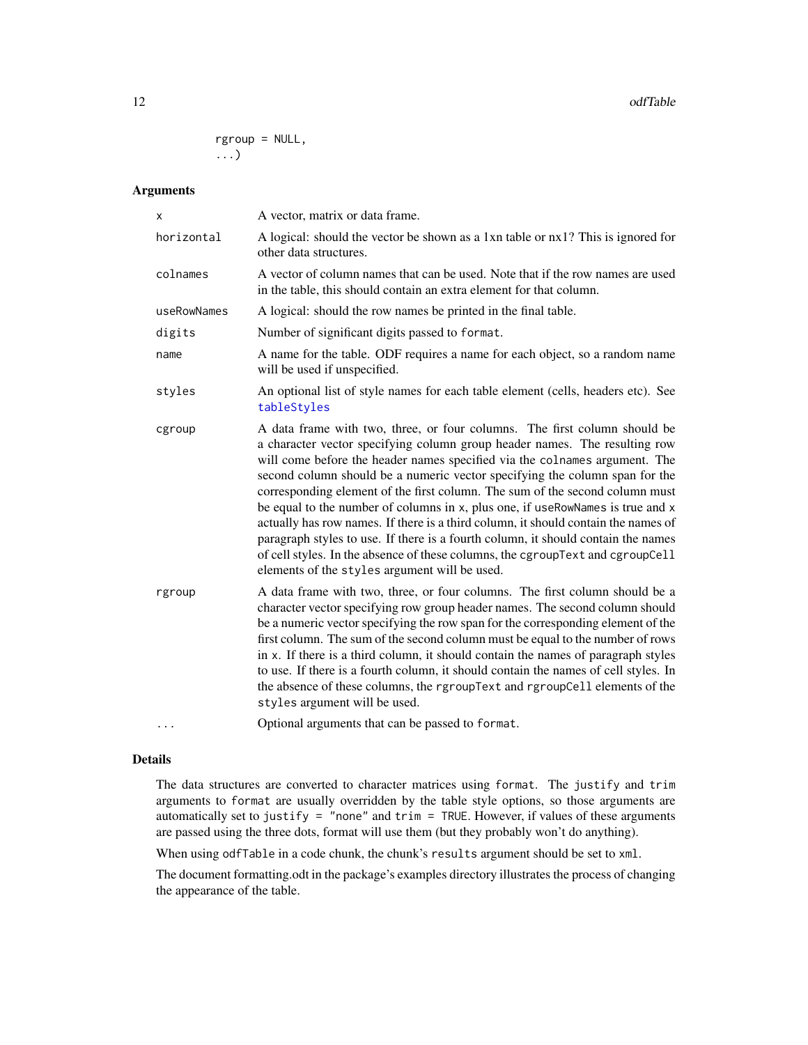```
          rgroup = NULL,
          ...)
```

## Arguments

| | |
|---|---|
| `x` | A vector, matrix or data frame. |
| `horizontal` | A logical: should the vector be shown as a 1xn table or nx1? This is ignored for other data structures. |
| `colnames` | A vector of column names that can be used. Note that if the row names are used in the table, this should contain an extra element for that column. |
| `useRowNames` | A logical: should the row names be printed in the final table. |
| `digits` | Number of significant digits passed to `format`. |
| `name` | A name for the table. ODF requires a name for each object, so a random name will be used if unspecified. |
| `styles` | An optional list of style names for each table element (cells, headers etc). See `tableStyles` |
| `cgroup` | A data frame with two, three, or four columns. The first column should be a character vector specifying column group header names. The resulting row will come before the header names specified via the `colnames` argument. The second column should be a numeric vector specifying the column span for the corresponding element of the first column. The sum of the second column must be equal to the number of columns in `x`, plus one, if `useRowNames` is true and `x` actually has row names. If there is a third column, it should contain the names of paragraph styles to use. If there is a fourth column, it should contain the names of cell styles. In the absence of these columns, the `cgroupText` and `cgroupCell` elements of the `styles` argument will be used. |
| `rgroup` | A data frame with two, three, or four columns. The first column should be a character vector specifying row group header names. The second column should be a numeric vector specifying the row span for the corresponding element of the first column. The sum of the second column must be equal to the number of rows in `x`. If there is a third column, it should contain the names of paragraph styles to use. If there is a fourth column, it should contain the names of cell styles. In the absence of these columns, the `rgroupText` and `rgroupCell` elements of the `styles` argument will be used. |
| `...` | Optional arguments that can be passed to `format`. |

## Details

The data structures are converted to character matrices using `format`. The `justify` and `trim` arguments to `format` are usually overridden by the table style options, so those arguments are automatically set to `justify = "none"` and `trim = TRUE`. However, if values of these arguments are passed using the three dots, format will use them (but they probably won't do anything).

When using `odfTable` in a code chunk, the chunk's `results` argument should be set to `xml`.

The document formatting.odt in the package's examples directory illustrates the process of changing the appearance of the table.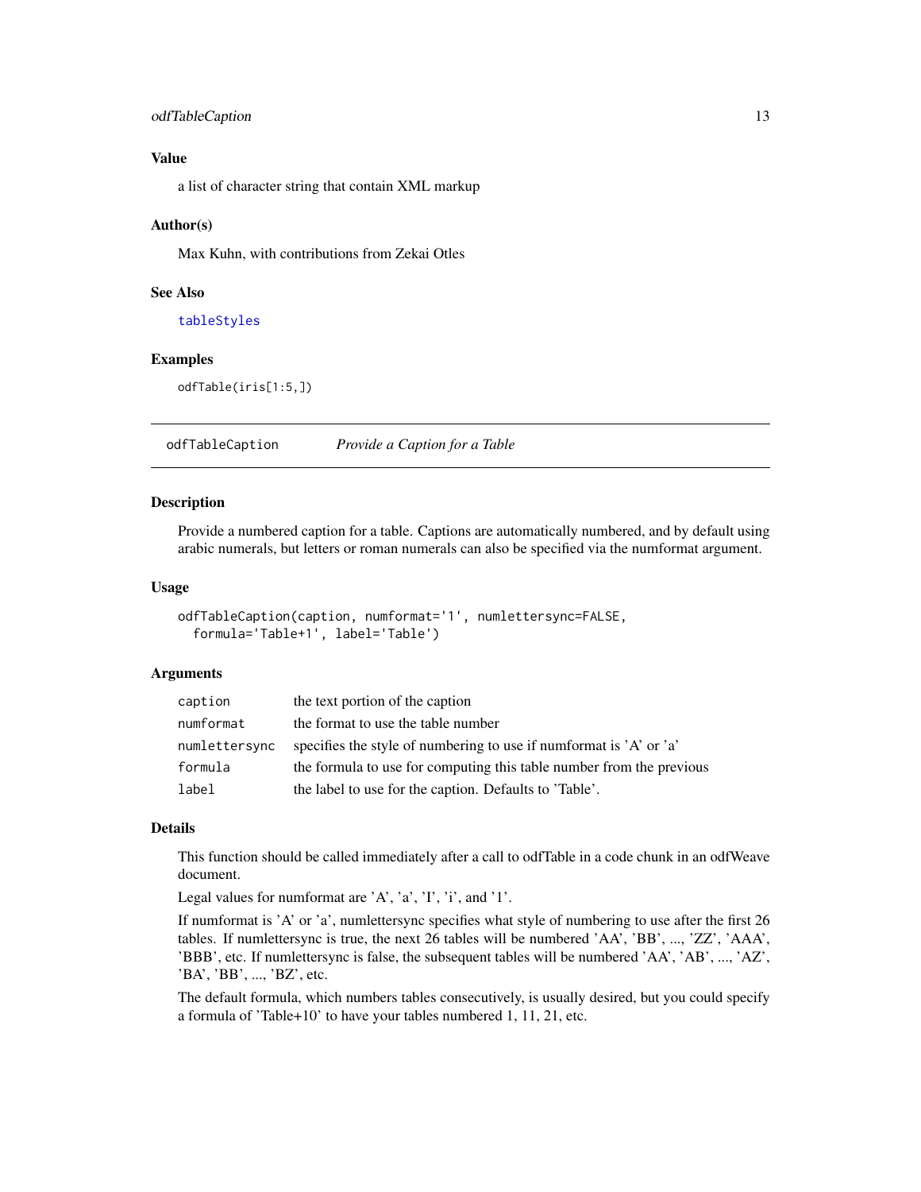### Value

a list of character string that contain XML markup

### Author(s)

Max Kuhn, with contributions from Zekai Otles

### See Also

tableStyles

### Examples

```
odfTable(iris[1:5,])
```

---

## odfTableCaption *Provide a Caption for a Table*

### Description

Provide a numbered caption for a table. Captions are automatically numbered, and by default using arabic numerals, but letters or roman numerals can also be specified via the numformat argument.

### Usage

```
odfTableCaption(caption, numformat='1', numlettersync=FALSE,
  formula='Table+1', label='Table')
```

### Arguments

| | |
|---|---|
| caption | the text portion of the caption |
| numformat | the format to use the table number |
| numlettersync | specifies the style of numbering to use if numformat is 'A' or 'a' |
| formula | the formula to use for computing this table number from the previous |
| label | the label to use for the caption. Defaults to 'Table'. |

### Details

This function should be called immediately after a call to odfTable in a code chunk in an odfWeave document.

Legal values for numformat are 'A', 'a', 'I', 'i', and '1'.

If numformat is 'A' or 'a', numlettersync specifies what style of numbering to use after the first 26 tables. If numlettersync is true, the next 26 tables will be numbered 'AA', 'BB', ..., 'ZZ', 'AAA', 'BBB', etc. If numlettersync is false, the subsequent tables will be numbered 'AA', 'AB', ..., 'AZ', 'BA', 'BB', ..., 'BZ', etc.

The default formula, which numbers tables consecutively, is usually desired, but you could specify a formula of 'Table+10' to have your tables numbered 1, 11, 21, etc.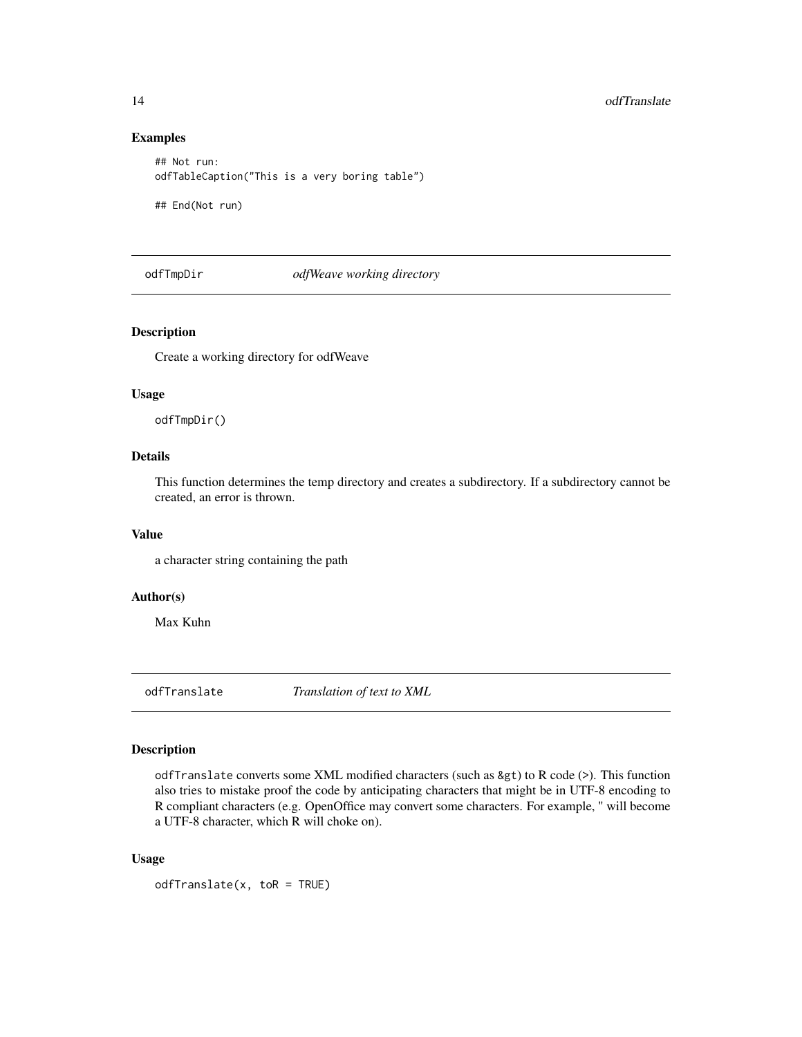### Examples

```
## Not run:
odfTableCaption("This is a very boring table")

## End(Not run)
```

---

## odfTmpDir — *odfWeave working directory*

### Description

Create a working directory for odfWeave

### Usage

```
odfTmpDir()
```

### Details

This function determines the temp directory and creates a subdirectory. If a subdirectory cannot be created, an error is thrown.

### Value

a character string containing the path

### Author(s)

Max Kuhn

---

## odfTranslate — *Translation of text to XML*

### Description

`odfTranslate` converts some XML modified characters (such as `&gt`) to R code (`>`). This function also tries to mistake proof the code by anticipating characters that might be in UTF-8 encoding to R compliant characters (e.g. OpenOffice may convert some characters. For example, " will become a UTF-8 character, which R will choke on).

### Usage

```
odfTranslate(x, toR = TRUE)
```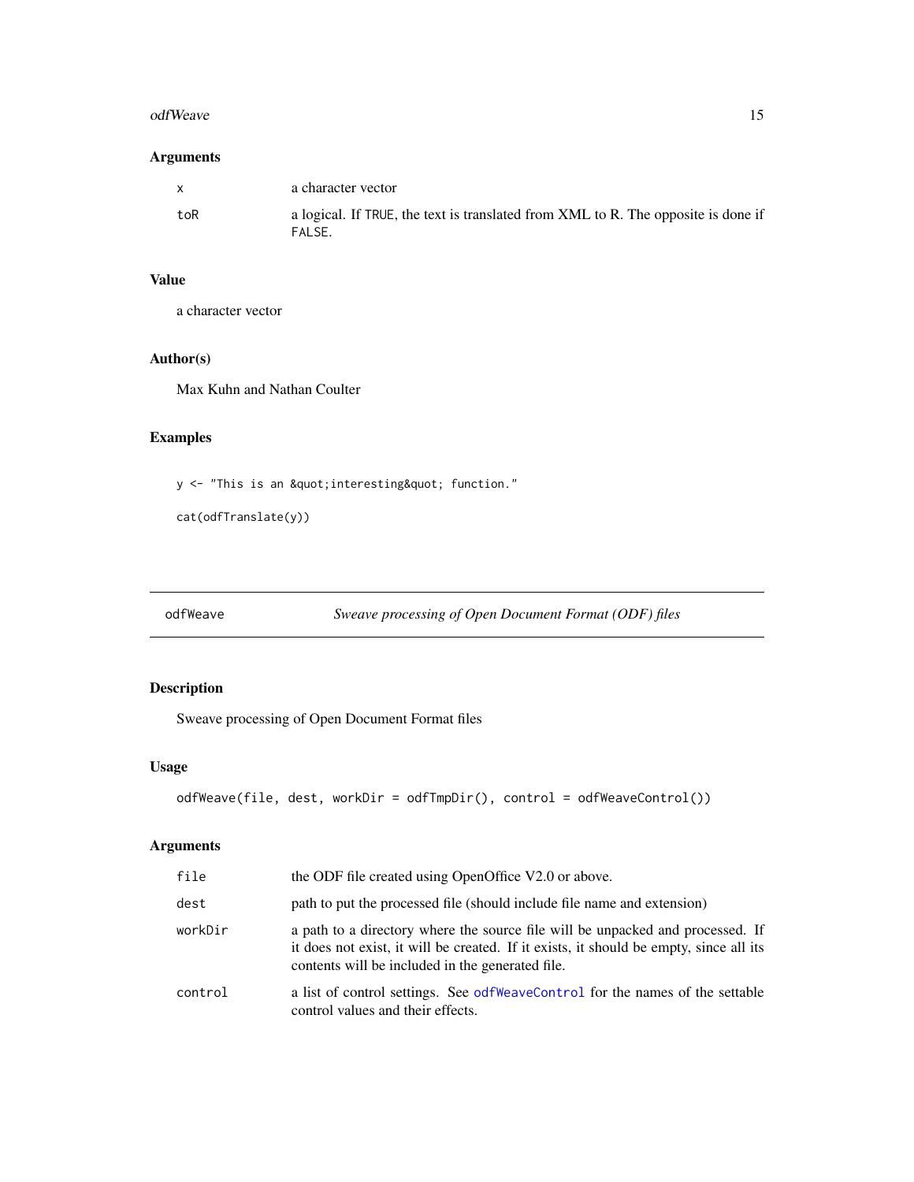## Arguments

| | |
|---|---|
| `x` | a character vector |
| `toR` | a logical. If `TRUE`, the text is translated from XML to R. The opposite is done if `FALSE`. |

## Value

a character vector

## Author(s)

Max Kuhn and Nathan Coulter

## Examples

```
y <- "This is an &quot;interesting&quot; function."

cat(odfTranslate(y))
```

---

# `odfWeave` — *Sweave processing of Open Document Format (ODF) files*

---

## Description

Sweave processing of Open Document Format files

## Usage

```
odfWeave(file, dest, workDir = odfTmpDir(), control = odfWeaveControl())
```

## Arguments

| | |
|---|---|
| `file` | the ODF file created using OpenOffice V2.0 or above. |
| `dest` | path to put the processed file (should include file name and extension) |
| `workDir` | a path to a directory where the source file will be unpacked and processed. If it does not exist, it will be created. If it exists, it should be empty, since all its contents will be included in the generated file. |
| `control` | a list of control settings. See `odfWeaveControl` for the names of the settable control values and their effects. |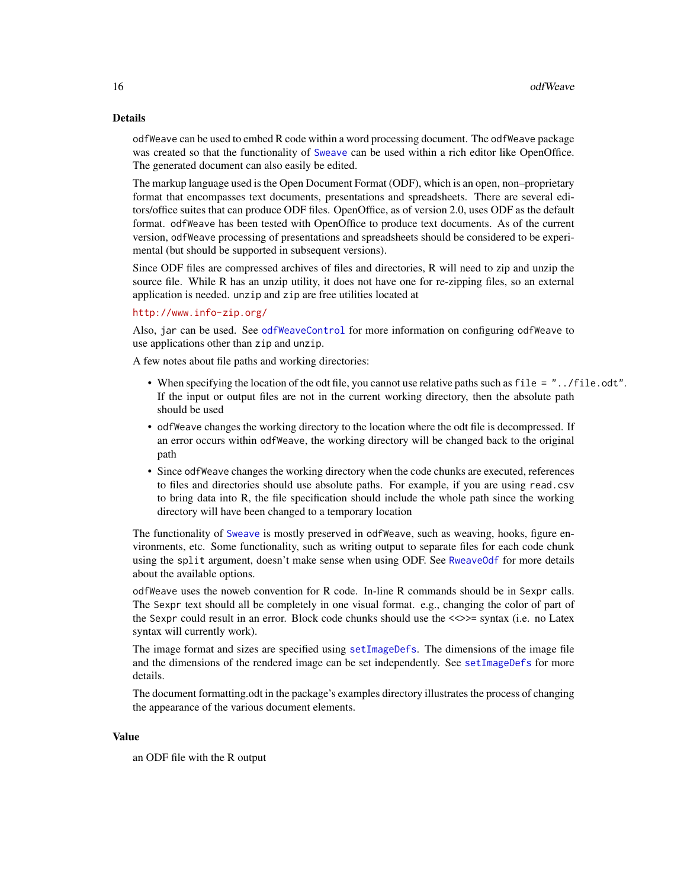## Details

`odfWeave` can be used to embed R code within a word processing document. The `odfWeave` package was created so that the functionality of `Sweave` can be used within a rich editor like OpenOffice. The generated document can also easily be edited.

The markup language used is the Open Document Format (ODF), which is an open, non–proprietary format that encompasses text documents, presentations and spreadsheets. There are several editors/office suites that can produce ODF files. OpenOffice, as of version 2.0, uses ODF as the default format. `odfWeave` has been tested with OpenOffice to produce text documents. As of the current version, `odfWeave` processing of presentations and spreadsheets should be considered to be experimental (but should be supported in subsequent versions).

Since ODF files are compressed archives of files and directories, R will need to zip and unzip the source file. While R has an unzip utility, it does not have one for re-zipping files, so an external application is needed. `unzip` and `zip` are free utilities located at

http://www.info-zip.org/

Also, `jar` can be used. See `odfWeaveControl` for more information on configuring `odfWeave` to use applications other than `zip` and `unzip`.

A few notes about file paths and working directories:

- When specifying the location of the odt file, you cannot use relative paths such as `file = "../file.odt"`. If the input or output files are not in the current working directory, then the absolute path should be used
- `odfWeave` changes the working directory to the location where the odt file is decompressed. If an error occurs within `odfWeave`, the working directory will be changed back to the original path
- Since `odfWeave` changes the working directory when the code chunks are executed, references to files and directories should use absolute paths. For example, if you are using `read.csv` to bring data into R, the file specification should include the whole path since the working directory will have been changed to a temporary location

The functionality of `Sweave` is mostly preserved in `odfWeave`, such as weaving, hooks, figure environments, etc. Some functionality, such as writing output to separate files for each code chunk using the `split` argument, doesn't make sense when using ODF. See `RweaveOdf` for more details about the available options.

`odfWeave` uses the noweb convention for R code. In-line R commands should be in `Sexpr` calls. The `Sexpr` text should all be completely in one visual format. e.g., changing the color of part of the `Sexpr` could result in an error. Block code chunks should use the <<>>= syntax (i.e. no Latex syntax will currently work).

The image format and sizes are specified using `setImageDefs`. The dimensions of the image file and the dimensions of the rendered image can be set independently. See `setImageDefs` for more details.

The document formatting.odt in the package's examples directory illustrates the process of changing the appearance of the various document elements.

## Value

an ODF file with the R output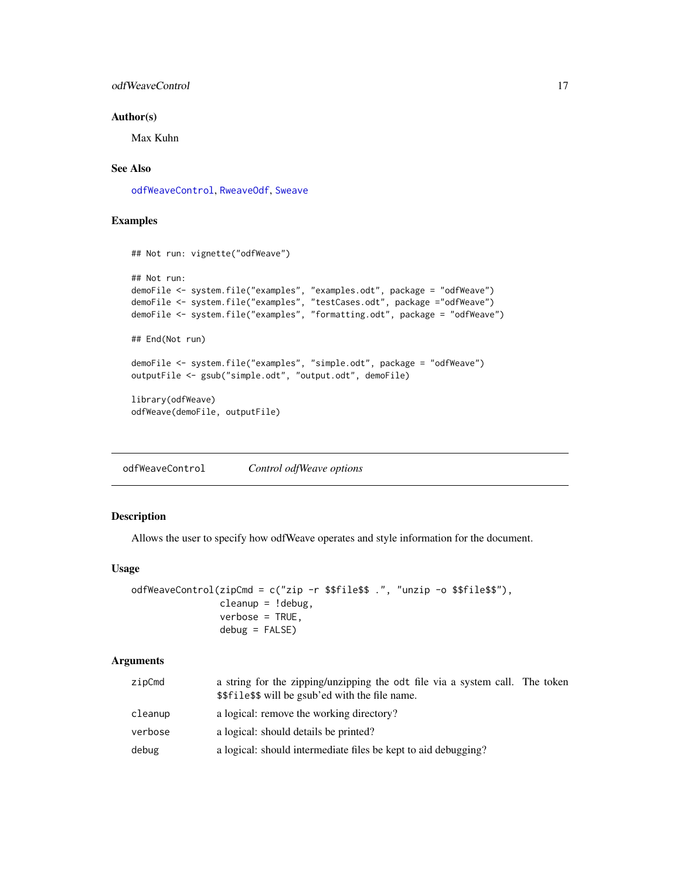### Author(s)

Max Kuhn

### See Also

odfWeaveControl, RweaveOdf, Sweave

### Examples

```
## Not run: vignette("odfWeave")

## Not run:
demoFile <- system.file("examples", "examples.odt", package = "odfWeave")
demoFile <- system.file("examples", "testCases.odt", package ="odfWeave")
demoFile <- system.file("examples", "formatting.odt", package = "odfWeave")

## End(Not run)

demoFile <- system.file("examples", "simple.odt", package = "odfWeave")
outputFile <- gsub("simple.odt", "output.odt", demoFile)

library(odfWeave)
odfWeave(demoFile, outputFile)
```

---

## odfWeaveControl — *Control odfWeave options*

### Description

Allows the user to specify how odfWeave operates and style information for the document.

### Usage

```
odfWeaveControl(zipCmd = c("zip -r $$file$$ .", "unzip -o $$file$$"),
                cleanup = !debug,
                verbose = TRUE,
                debug = FALSE)
```

### Arguments

| | |
|---|---|
| zipCmd | a string for the zipping/unzipping the odt file via a system call. The token $$file$$ will be gsub'ed with the file name. |
| cleanup | a logical: remove the working directory? |
| verbose | a logical: should details be printed? |
| debug | a logical: should intermediate files be kept to aid debugging? |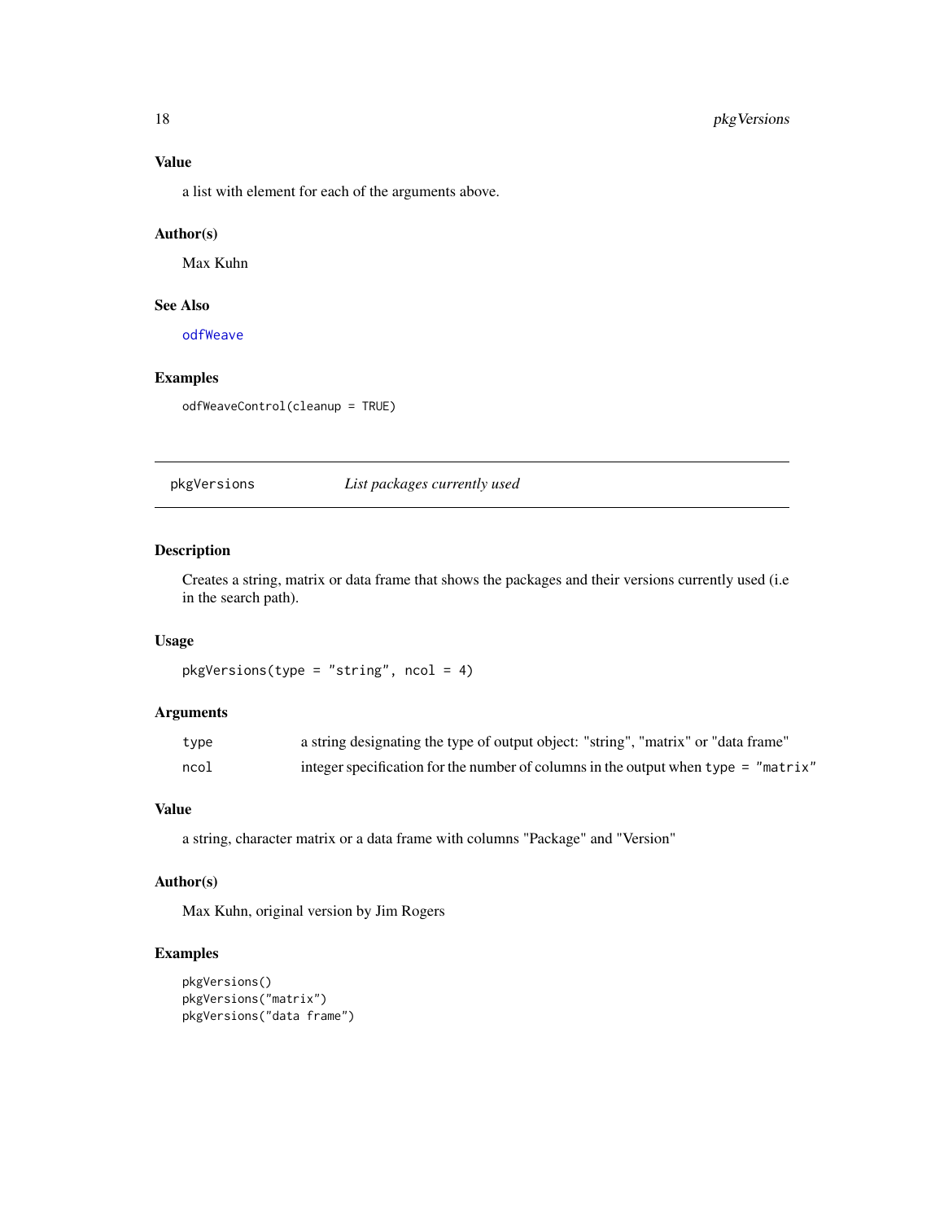### Value

a list with element for each of the arguments above.

### Author(s)

Max Kuhn

### See Also

odfWeave

### Examples

```
odfWeaveControl(cleanup = TRUE)
```

---

## pkgVersions — *List packages currently used*

---

### Description

Creates a string, matrix or data frame that shows the packages and their versions currently used (i.e in the search path).

### Usage

```
pkgVersions(type = "string", ncol = 4)
```

### Arguments

| | |
|---|---|
| `type` | a string designating the type of output object: "string", "matrix" or "data frame" |
| `ncol` | integer specification for the number of columns in the output when `type = "matrix"` |

### Value

a string, character matrix or a data frame with columns "Package" and "Version"

### Author(s)

Max Kuhn, original version by Jim Rogers

### Examples

```
pkgVersions()
pkgVersions("matrix")
pkgVersions("data frame")
```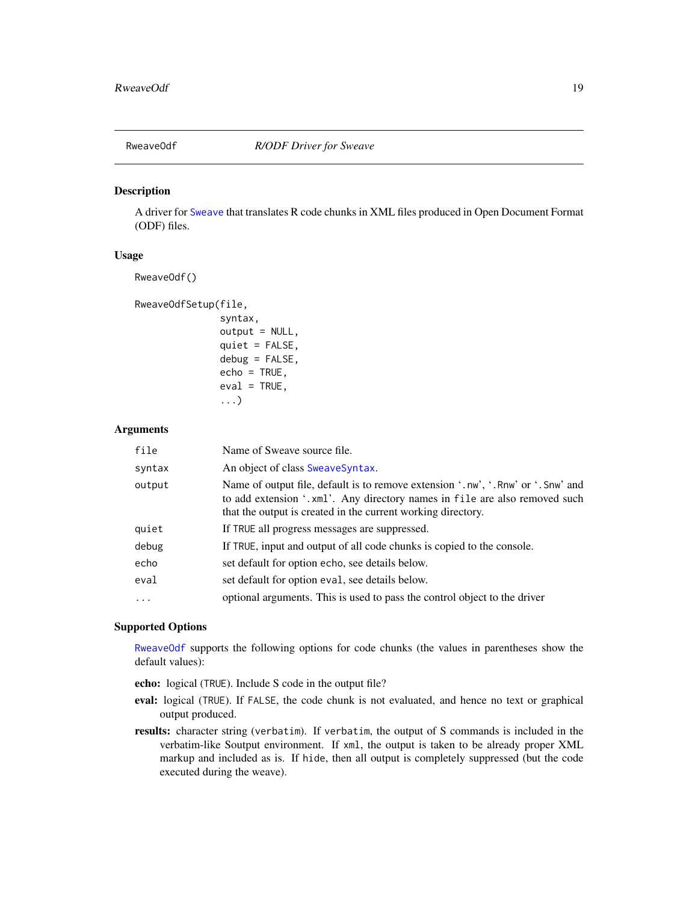## RweaveOdf — *R/ODF Driver for Sweave*

### Description

A driver for Sweave that translates R code chunks in XML files produced in Open Document Format (ODF) files.

### Usage

```
RweaveOdf()

RweaveOdfSetup(file,
               syntax,
               output = NULL,
               quiet = FALSE,
               debug = FALSE,
               echo = TRUE,
               eval = TRUE,
               ...)
```

### Arguments

| | |
|---|---|
| `file` | Name of Sweave source file. |
| `syntax` | An object of class SweaveSyntax. |
| `output` | Name of output file, default is to remove extension '.nw', '.Rnw' or '.Snw' and to add extension '.xml'. Any directory names in `file` are also removed such that the output is created in the current working directory. |
| `quiet` | If `TRUE` all progress messages are suppressed. |
| `debug` | If `TRUE`, input and output of all code chunks is copied to the console. |
| `echo` | set default for option `echo`, see details below. |
| `eval` | set default for option `eval`, see details below. |
| `...` | optional arguments. This is used to pass the control object to the driver |

### Supported Options

RweaveOdf supports the following options for code chunks (the values in parentheses show the default values):

**echo:** logical (`TRUE`). Include S code in the output file?

**eval:** logical (`TRUE`). If `FALSE`, the code chunk is not evaluated, and hence no text or graphical output produced.

**results:** character string (`verbatim`). If `verbatim`, the output of S commands is included in the verbatim-like Soutput environment. If `xml`, the output is taken to be already proper XML markup and included as is. If `hide`, then all output is completely suppressed (but the code executed during the weave).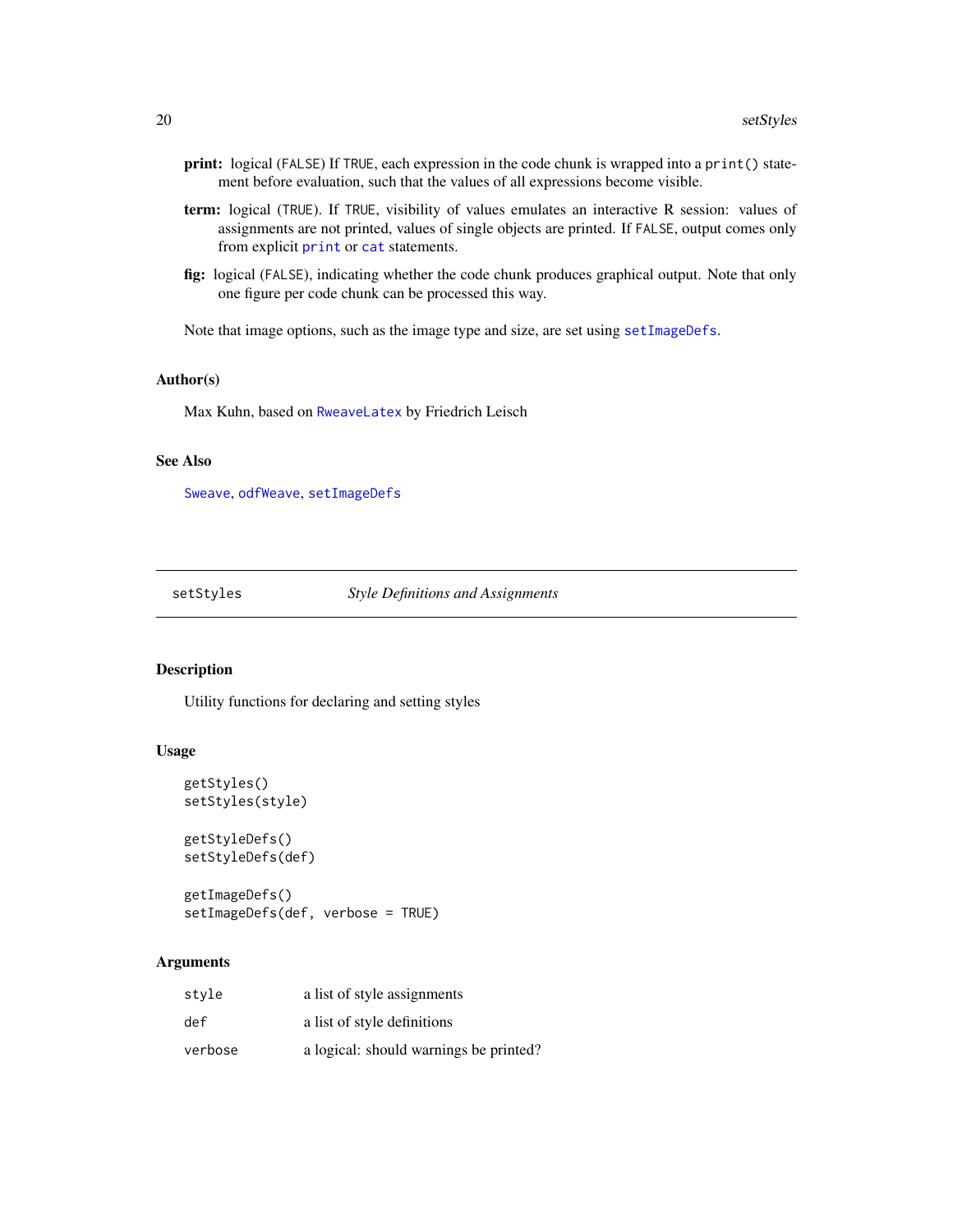**print:** logical (FALSE) If TRUE, each expression in the code chunk is wrapped into a print() statement before evaluation, such that the values of all expressions become visible.

**term:** logical (TRUE). If TRUE, visibility of values emulates an interactive R session: values of assignments are not printed, values of single objects are printed. If FALSE, output comes only from explicit print or cat statements.

**fig:** logical (FALSE), indicating whether the code chunk produces graphical output. Note that only one figure per code chunk can be processed this way.

Note that image options, such as the image type and size, are set using setImageDefs.

## Author(s)

Max Kuhn, based on RweaveLatex by Friedrich Leisch

## See Also

Sweave, odfWeave, setImageDefs

---

# setStyles — *Style Definitions and Assignments*

## Description

Utility functions for declaring and setting styles

## Usage

```
getStyles()
setStyles(style)

getStyleDefs()
setStyleDefs(def)

getImageDefs()
setImageDefs(def, verbose = TRUE)
```

## Arguments

| | |
|---|---|
| style | a list of style assignments |
| def | a list of style definitions |
| verbose | a logical: should warnings be printed? |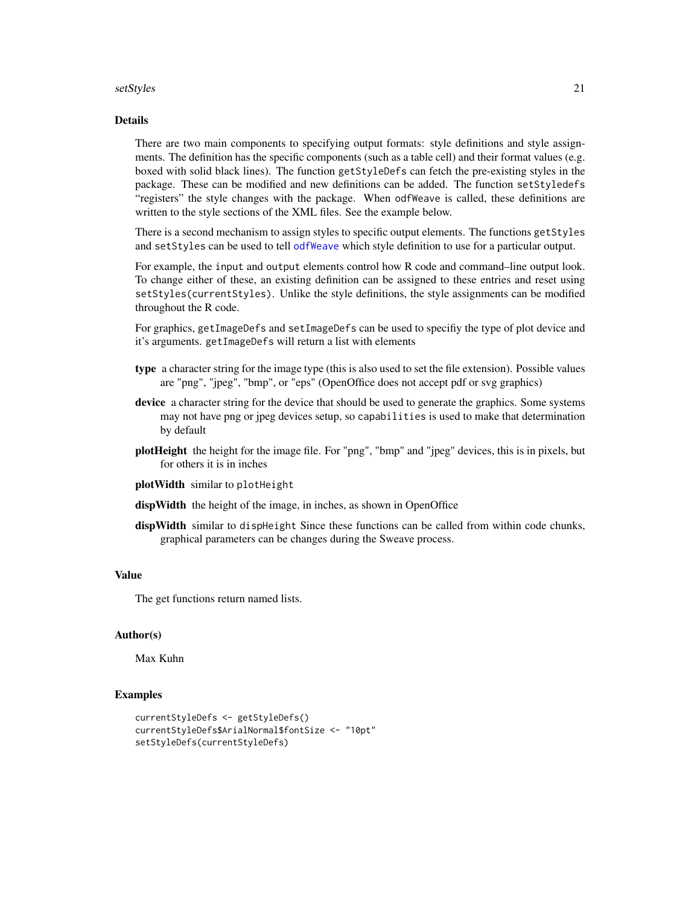## Details

There are two main components to specifying output formats: style definitions and style assignments. The definition has the specific components (such as a table cell) and their format values (e.g. boxed with solid black lines). The function `getStyleDefs` can fetch the pre-existing styles in the package. These can be modified and new definitions can be added. The function `setStyledefs` "registers" the style changes with the package. When `odfWeave` is called, these definitions are written to the style sections of the XML files. See the example below.

There is a second mechanism to assign styles to specific output elements. The functions `getStyles` and `setStyles` can be used to tell `odfWeave` which style definition to use for a particular output.

For example, the `input` and `output` elements control how R code and command–line output look. To change either of these, an existing definition can be assigned to these entries and reset using `setStyles(currentStyles)`. Unlike the style definitions, the style assignments can be modified throughout the R code.

For graphics, `getImageDefs` and `setImageDefs` can be used to specifiy the type of plot device and it's arguments. `getImageDefs` will return a list with elements

- **type** a character string for the image type (this is also used to set the file extension). Possible values are "png", "jpeg", "bmp", or "eps" (OpenOffice does not accept pdf or svg graphics)
- **device** a character string for the device that should be used to generate the graphics. Some systems may not have png or jpeg devices setup, so `capabilities` is used to make that determination by default
- **plotHeight** the height for the image file. For "png", "bmp" and "jpeg" devices, this is in pixels, but for others it is in inches
- **plotWidth** similar to `plotHeight`
- **dispWidth** the height of the image, in inches, as shown in OpenOffice
- **dispWidth** similar to `dispHeight` Since these functions can be called from within code chunks, graphical parameters can be changes during the Sweave process.

## Value

The get functions return named lists.

## Author(s)

Max Kuhn

## Examples

```
currentStyleDefs <- getStyleDefs()
currentStyleDefs$ArialNormal$fontSize <- "10pt"
setStyleDefs(currentStyleDefs)
```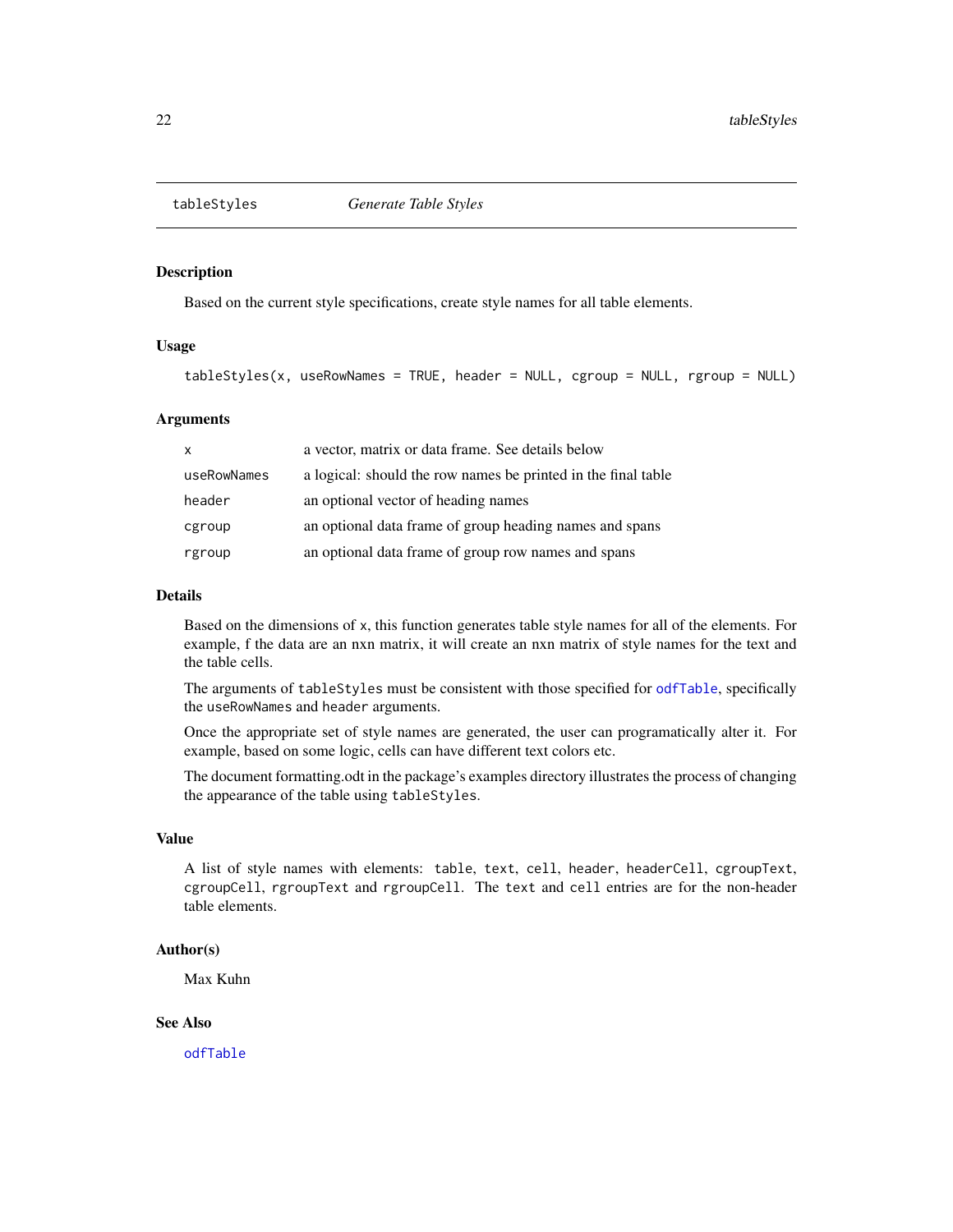## tableStyles — *Generate Table Styles*

### Description

Based on the current style specifications, create style names for all table elements.

### Usage

```
tableStyles(x, useRowNames = TRUE, header = NULL, cgroup = NULL, rgroup = NULL)
```

### Arguments

| | |
|---|---|
| `x` | a vector, matrix or data frame. See details below |
| `useRowNames` | a logical: should the row names be printed in the final table |
| `header` | an optional vector of heading names |
| `cgroup` | an optional data frame of group heading names and spans |
| `rgroup` | an optional data frame of group row names and spans |

### Details

Based on the dimensions of `x`, this function generates table style names for all of the elements. For example, f the data are an nxn matrix, it will create an nxn matrix of style names for the text and the table cells.

The arguments of `tableStyles` must be consistent with those specified for `odfTable`, specifically the `useRowNames` and `header` arguments.

Once the appropriate set of style names are generated, the user can programatically alter it. For example, based on some logic, cells can have different text colors etc.

The document formatting.odt in the package's examples directory illustrates the process of changing the appearance of the table using `tableStyles`.

### Value

A list of style names with elements: `table`, `text`, `cell`, `header`, `headerCell`, `cgroupText`, `cgroupCell`, `rgroupText` and `rgroupCell`. The `text` and `cell` entries are for the non-header table elements.

### Author(s)

Max Kuhn

### See Also

`odfTable`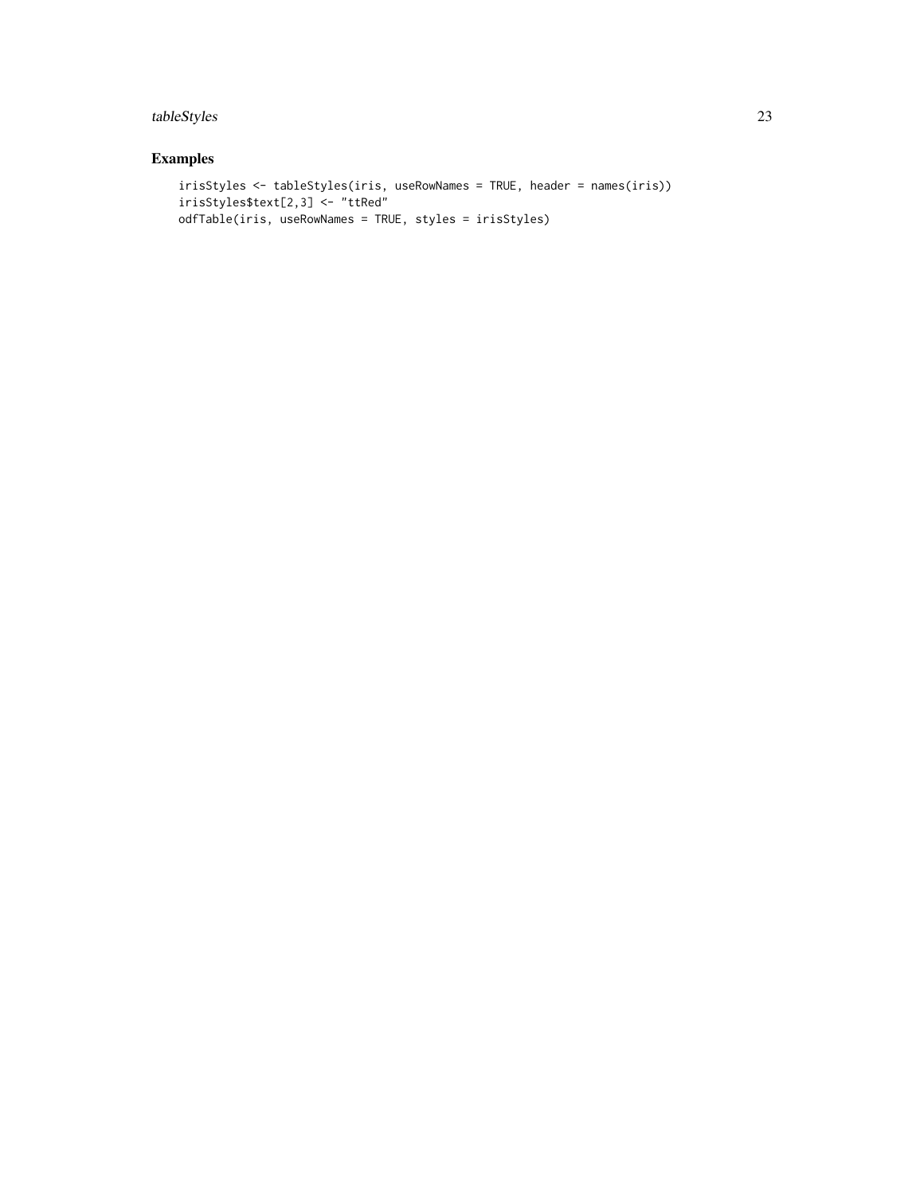## Examples

```
irisStyles <- tableStyles(iris, useRowNames = TRUE, header = names(iris))
irisStyles$text[2,3] <- "ttRed"
odfTable(iris, useRowNames = TRUE, styles = irisStyles)
```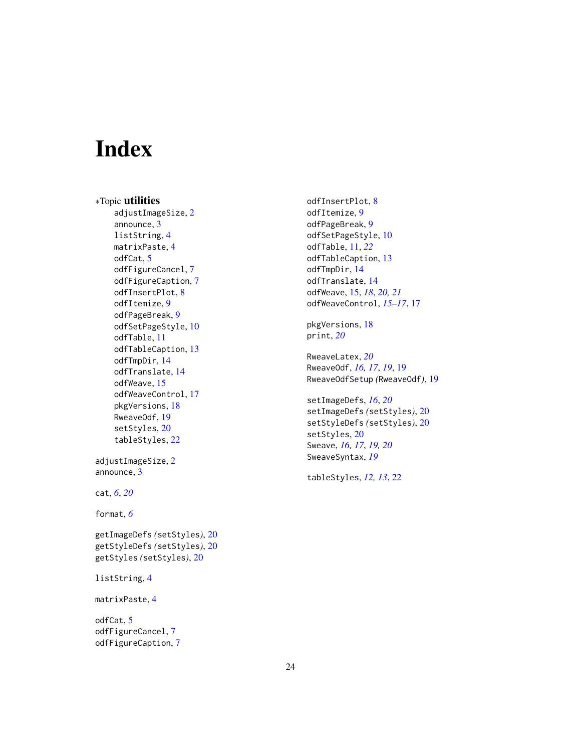# Index

∗Topic **utilities**

- adjustImageSize, 2
- announce, 3
- listString, 4
- matrixPaste, 4
- odfCat, 5
- odfFigureCancel, 7
- odfFigureCaption, 7
- odfInsertPlot, 8
- odfItemize, 9
- odfPageBreak, 9
- odfSetPageStyle, 10
- odfTable, 11
- odfTableCaption, 13
- odfTmpDir, 14
- odfTranslate, 14
- odfWeave, 15
- odfWeaveControl, 17
- pkgVersions, 18
- RweaveOdf, 19
- setStyles, 20
- tableStyles, 22

adjustImageSize, 2
announce, 3

cat, *6*, *20*

format, *6*

getImageDefs *(*setStyles*)*, 20
getStyleDefs *(*setStyles*)*, 20
getStyles *(*setStyles*)*, 20

listString, 4

matrixPaste, 4

odfCat, 5
odfFigureCancel, 7
odfFigureCaption, 7
odfInsertPlot, 8
odfItemize, 9
odfPageBreak, 9
odfSetPageStyle, 10
odfTable, 11, *22*
odfTableCaption, 13
odfTmpDir, 14
odfTranslate, 14
odfWeave, 15, *18*, *20, 21*
odfWeaveControl, *15–17*, 17

pkgVersions, 18
print, *20*

RweaveLatex, *20*
RweaveOdf, *16, 17*, *19*, 19
RweaveOdfSetup *(*RweaveOdf*)*, 19

setImageDefs, *16*, *20*
setImageDefs *(*setStyles*)*, 20
setStyleDefs *(*setStyles*)*, 20
setStyles, 20
Sweave, *16, 17*, *19, 20*
SweaveSyntax, *19*

tableStyles, *12, 13*, 22